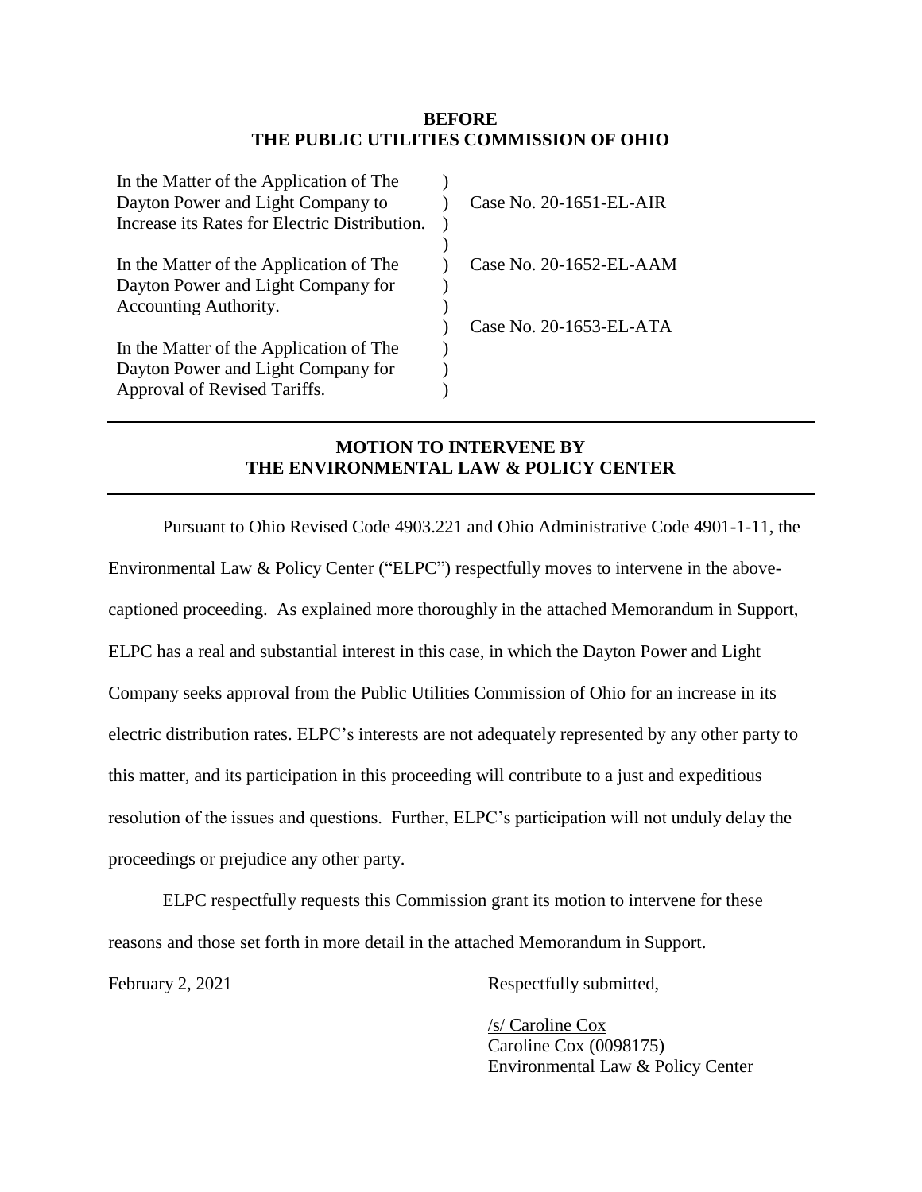**BEFORE**
**THE PUBLIC UTILITIES COMMISSION OF OHIO**

| | | |
|---|---|---|
| In the Matter of the Application of The Dayton Power and Light Company to Increase its Rates for Electric Distribution. | ) | Case No. 20-1651-EL-AIR |
| In the Matter of the Application of The Dayton Power and Light Company for Accounting Authority. | ) | Case No. 20-1652-EL-AAM |
| In the Matter of the Application of The Dayton Power and Light Company for Approval of Revised Tariffs. | ) | Case No. 20-1653-EL-ATA |

---

**MOTION TO INTERVENE BY**
**THE ENVIRONMENTAL LAW & POLICY CENTER**

---

Pursuant to Ohio Revised Code 4903.221 and Ohio Administrative Code 4901-1-11, the Environmental Law & Policy Center ("ELPC") respectfully moves to intervene in the above-captioned proceeding. As explained more thoroughly in the attached Memorandum in Support, ELPC has a real and substantial interest in this case, in which the Dayton Power and Light Company seeks approval from the Public Utilities Commission of Ohio for an increase in its electric distribution rates. ELPC's interests are not adequately represented by any other party to this matter, and its participation in this proceeding will contribute to a just and expeditious resolution of the issues and questions. Further, ELPC's participation will not unduly delay the proceedings or prejudice any other party.

ELPC respectfully requests this Commission grant its motion to intervene for these reasons and those set forth in more detail in the attached Memorandum in Support.

February 2, 2021

Respectfully submitted,

/s/ Caroline Cox
Caroline Cox (0098175)
Environmental Law & Policy Center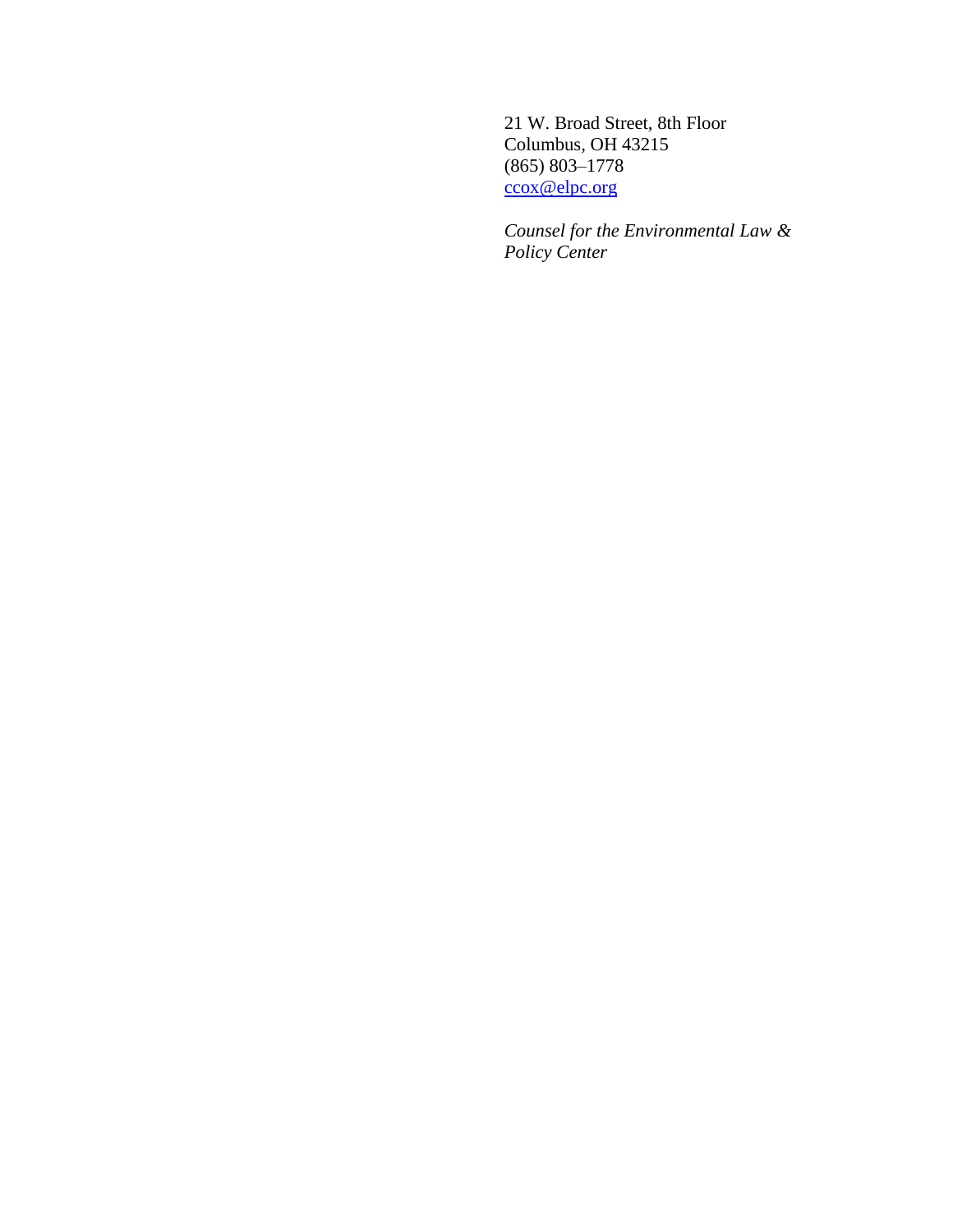21 W. Broad Street, 8th Floor
Columbus, OH 43215
(865) 803–1778
ccox@elpc.org

*Counsel for the Environmental Law & Policy Center*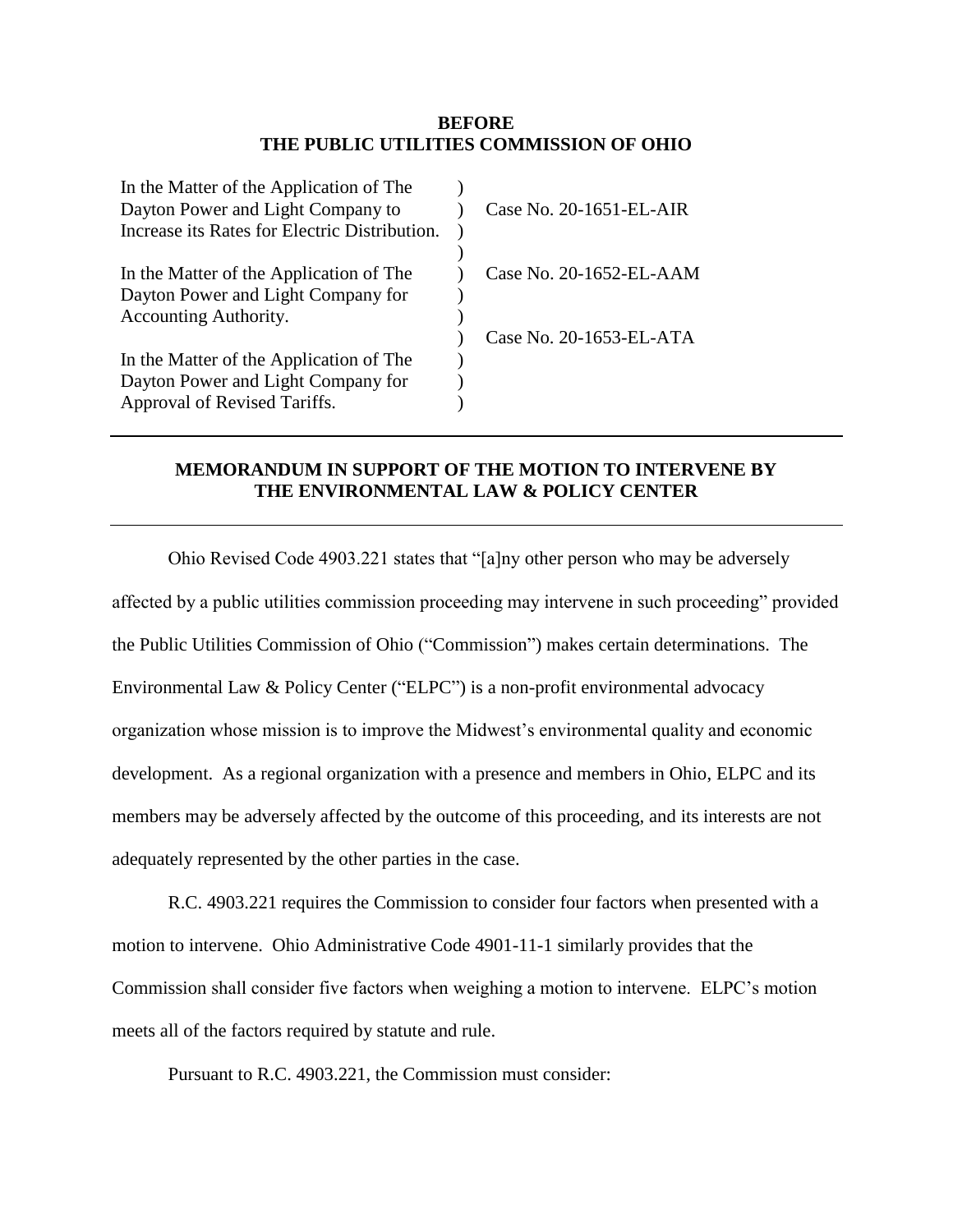**BEFORE**
**THE PUBLIC UTILITIES COMMISSION OF OHIO**

| | | |
|---|---|---|
| In the Matter of the Application of The Dayton Power and Light Company to Increase its Rates for Electric Distribution. | ) ) ) | Case No. 20-1651-EL-AIR |
| In the Matter of the Application of The Dayton Power and Light Company for Accounting Authority. | ) ) ) | Case No. 20-1652-EL-AAM |
| In the Matter of the Application of The Dayton Power and Light Company for Approval of Revised Tariffs. | ) ) ) | Case No. 20-1653-EL-ATA |

---

**MEMORANDUM IN SUPPORT OF THE MOTION TO INTERVENE BY THE ENVIRONMENTAL LAW & POLICY CENTER**

---

Ohio Revised Code 4903.221 states that "[a]ny other person who may be adversely affected by a public utilities commission proceeding may intervene in such proceeding" provided the Public Utilities Commission of Ohio ("Commission") makes certain determinations. The Environmental Law & Policy Center ("ELPC") is a non-profit environmental advocacy organization whose mission is to improve the Midwest's environmental quality and economic development. As a regional organization with a presence and members in Ohio, ELPC and its members may be adversely affected by the outcome of this proceeding, and its interests are not adequately represented by the other parties in the case.

R.C. 4903.221 requires the Commission to consider four factors when presented with a motion to intervene. Ohio Administrative Code 4901-11-1 similarly provides that the Commission shall consider five factors when weighing a motion to intervene. ELPC's motion meets all of the factors required by statute and rule.

Pursuant to R.C. 4903.221, the Commission must consider: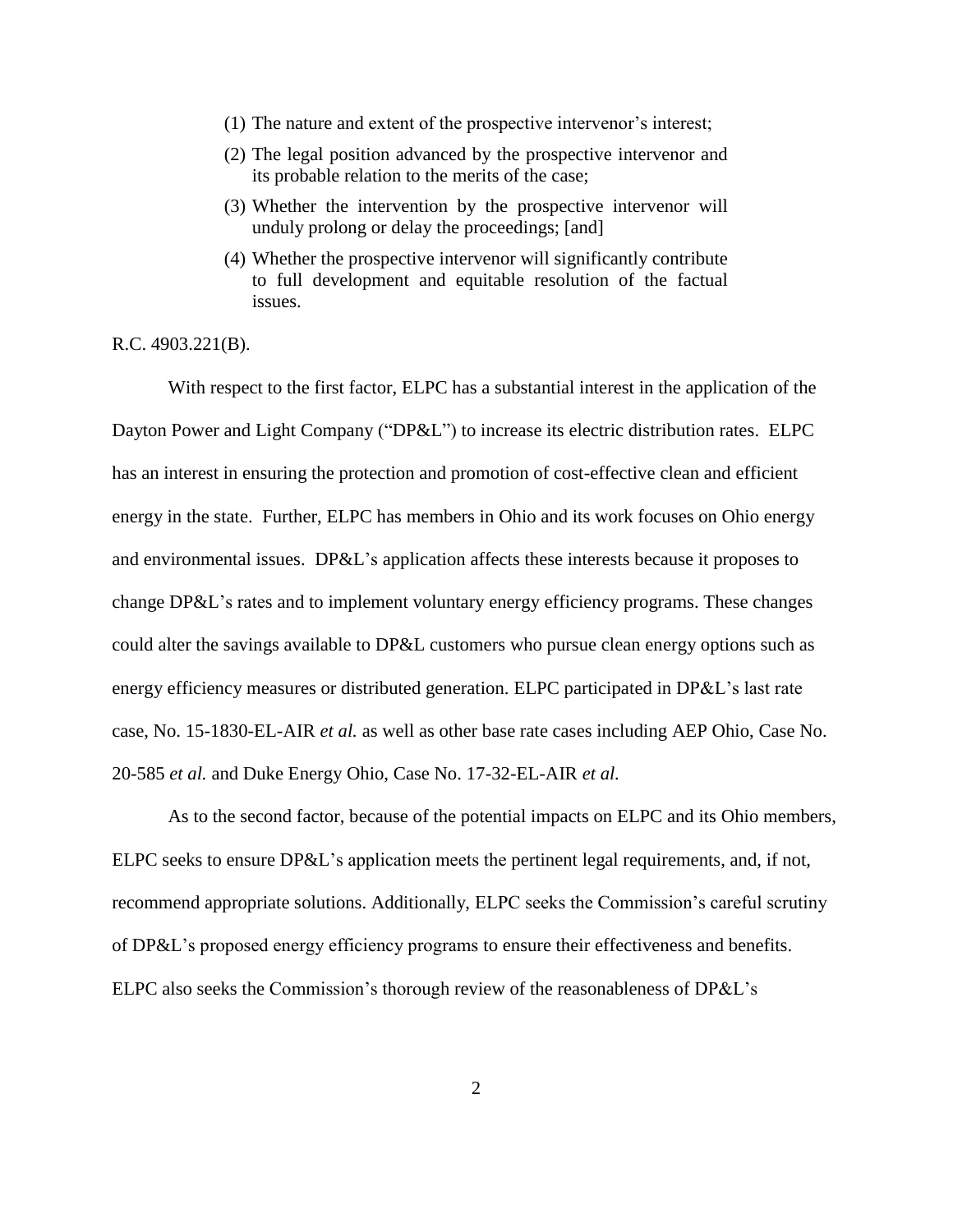> (1) The nature and extent of the prospective intervenor's interest;
>
> (2) The legal position advanced by the prospective intervenor and its probable relation to the merits of the case;
>
> (3) Whether the intervention by the prospective intervenor will unduly prolong or delay the proceedings; [and]
>
> (4) Whether the prospective intervenor will significantly contribute to full development and equitable resolution of the factual issues.

R.C. 4903.221(B).

With respect to the first factor, ELPC has a substantial interest in the application of the Dayton Power and Light Company ("DP&L") to increase its electric distribution rates. ELPC has an interest in ensuring the protection and promotion of cost-effective clean and efficient energy in the state. Further, ELPC has members in Ohio and its work focuses on Ohio energy and environmental issues. DP&L's application affects these interests because it proposes to change DP&L's rates and to implement voluntary energy efficiency programs. These changes could alter the savings available to DP&L customers who pursue clean energy options such as energy efficiency measures or distributed generation. ELPC participated in DP&L's last rate case, No. 15-1830-EL-AIR *et al.* as well as other base rate cases including AEP Ohio, Case No. 20-585 *et al.* and Duke Energy Ohio, Case No. 17-32-EL-AIR *et al.*

As to the second factor, because of the potential impacts on ELPC and its Ohio members, ELPC seeks to ensure DP&L's application meets the pertinent legal requirements, and, if not, recommend appropriate solutions. Additionally, ELPC seeks the Commission's careful scrutiny of DP&L's proposed energy efficiency programs to ensure their effectiveness and benefits. ELPC also seeks the Commission's thorough review of the reasonableness of DP&L's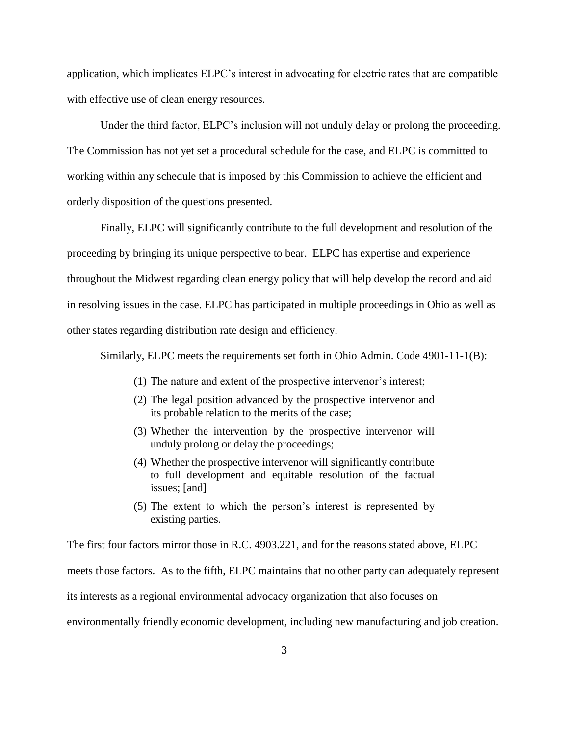application, which implicates ELPC's interest in advocating for electric rates that are compatible with effective use of clean energy resources.

Under the third factor, ELPC's inclusion will not unduly delay or prolong the proceeding. The Commission has not yet set a procedural schedule for the case, and ELPC is committed to working within any schedule that is imposed by this Commission to achieve the efficient and orderly disposition of the questions presented.

Finally, ELPC will significantly contribute to the full development and resolution of the proceeding by bringing its unique perspective to bear. ELPC has expertise and experience throughout the Midwest regarding clean energy policy that will help develop the record and aid in resolving issues in the case. ELPC has participated in multiple proceedings in Ohio as well as other states regarding distribution rate design and efficiency.

Similarly, ELPC meets the requirements set forth in Ohio Admin. Code 4901-11-1(B):

> (1) The nature and extent of the prospective intervenor's interest;
>
> (2) The legal position advanced by the prospective intervenor and its probable relation to the merits of the case;
>
> (3) Whether the intervention by the prospective intervenor will unduly prolong or delay the proceedings;
>
> (4) Whether the prospective intervenor will significantly contribute to full development and equitable resolution of the factual issues; [and]
>
> (5) The extent to which the person's interest is represented by existing parties.

The first four factors mirror those in R.C. 4903.221, and for the reasons stated above, ELPC meets those factors. As to the fifth, ELPC maintains that no other party can adequately represent its interests as a regional environmental advocacy organization that also focuses on environmentally friendly economic development, including new manufacturing and job creation.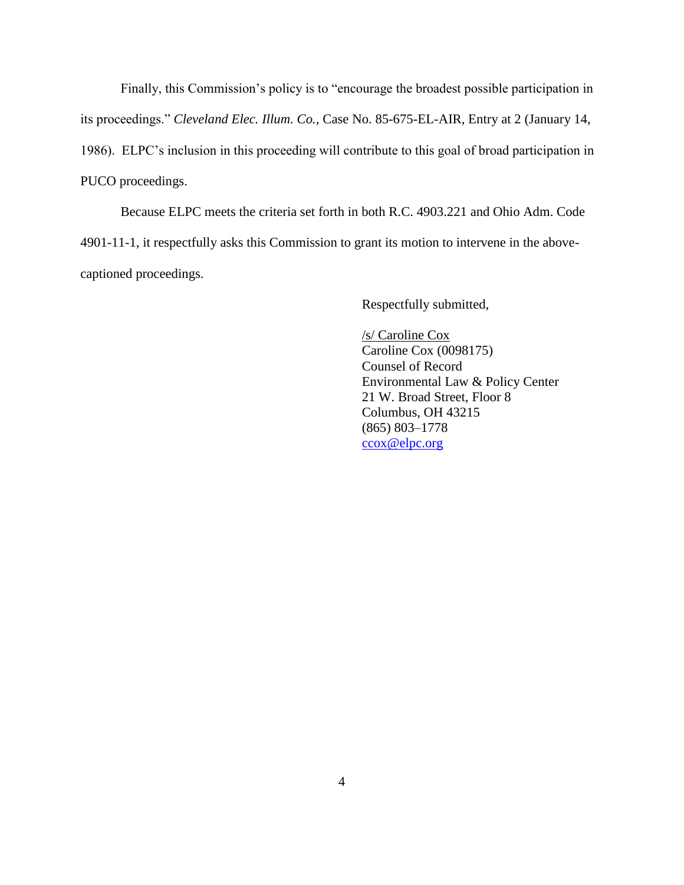Finally, this Commission's policy is to "encourage the broadest possible participation in its proceedings." *Cleveland Elec. Illum. Co.,* Case No. 85-675-EL-AIR, Entry at 2 (January 14, 1986). ELPC's inclusion in this proceeding will contribute to this goal of broad participation in PUCO proceedings.

Because ELPC meets the criteria set forth in both R.C. 4903.221 and Ohio Adm. Code 4901-11-1, it respectfully asks this Commission to grant its motion to intervene in the above-captioned proceedings.

Respectfully submitted,

/s/ Caroline Cox
Caroline Cox (0098175)
Counsel of Record
Environmental Law & Policy Center
21 W. Broad Street, Floor 8
Columbus, OH 43215
(865) 803–1778
ccox@elpc.org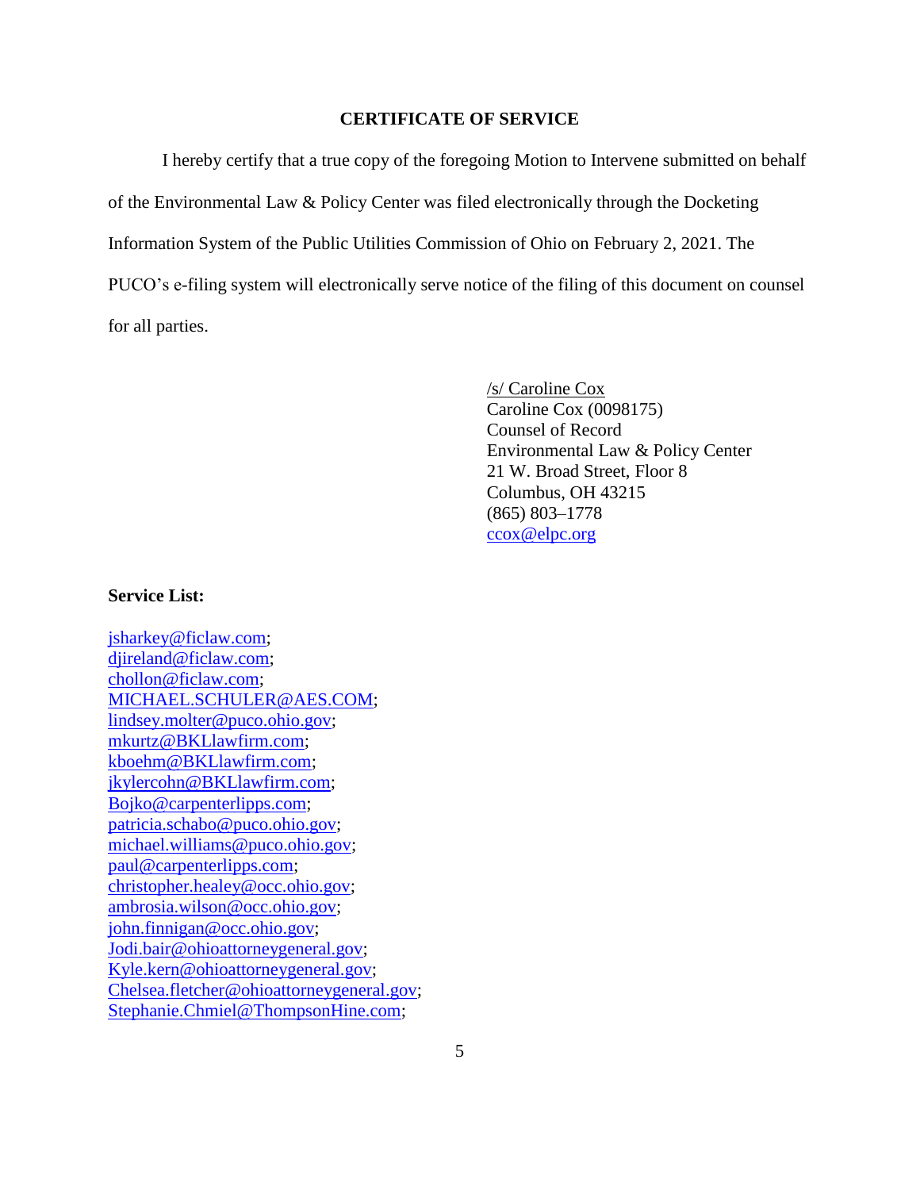## CERTIFICATE OF SERVICE

I hereby certify that a true copy of the foregoing Motion to Intervene submitted on behalf of the Environmental Law & Policy Center was filed electronically through the Docketing Information System of the Public Utilities Commission of Ohio on February 2, 2021. The PUCO's e-filing system will electronically serve notice of the filing of this document on counsel for all parties.

/s/ Caroline Cox
Caroline Cox (0098175)
Counsel of Record
Environmental Law & Policy Center
21 W. Broad Street, Floor 8
Columbus, OH 43215
(865) 803–1778
ccox@elpc.org

**Service List:**

jsharkey@ficlaw.com;
djireland@ficlaw.com;
chollon@ficlaw.com;
MICHAEL.SCHULER@AES.COM;
lindsey.molter@puco.ohio.gov;
mkurtz@BKLlawfirm.com;
kboehm@BKLlawfirm.com;
jkylercohn@BKLlawfirm.com;
Bojko@carpenterlipps.com;
patricia.schabo@puco.ohio.gov;
michael.williams@puco.ohio.gov;
paul@carpenterlipps.com;
christopher.healey@occ.ohio.gov;
ambrosia.wilson@occ.ohio.gov;
john.finnigan@occ.ohio.gov;
Jodi.bair@ohioattorneygeneral.gov;
Kyle.kern@ohioattorneygeneral.gov;
Chelsea.fletcher@ohioattorneygeneral.gov;
Stephanie.Chmiel@ThompsonHine.com;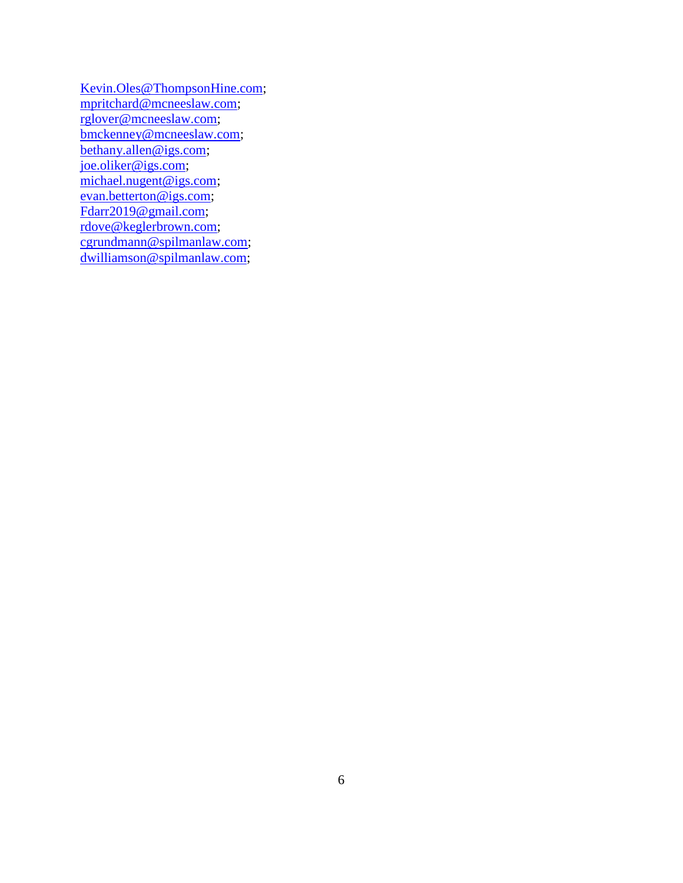Kevin.Oles@ThompsonHine.com;
mpritchard@mcneeslaw.com;
rglover@mcneeslaw.com;
bmckenney@mcneeslaw.com;
bethany.allen@igs.com;
joe.oliker@igs.com;
michael.nugent@igs.com;
evan.betterton@igs.com;
Fdarr2019@gmail.com;
rdove@keglerbrown.com;
cgrundmann@spilmanlaw.com;
dwilliamson@spilmanlaw.com;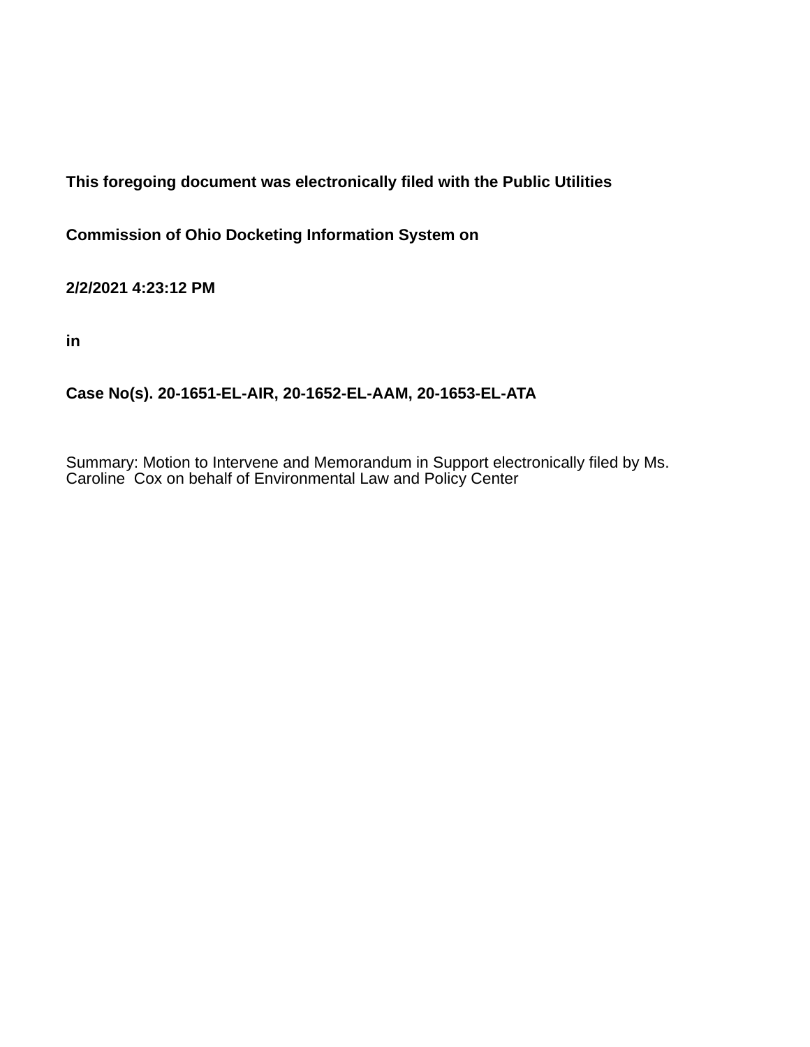**This foregoing document was electronically filed with the Public Utilities**

**Commission of Ohio Docketing Information System on**

**2/2/2021 4:23:12 PM**

**in**

**Case No(s). 20-1651-EL-AIR, 20-1652-EL-AAM, 20-1653-EL-ATA**

Summary: Motion to Intervene and Memorandum in Support electronically filed by Ms. Caroline  Cox on behalf of Environmental Law and Policy Center